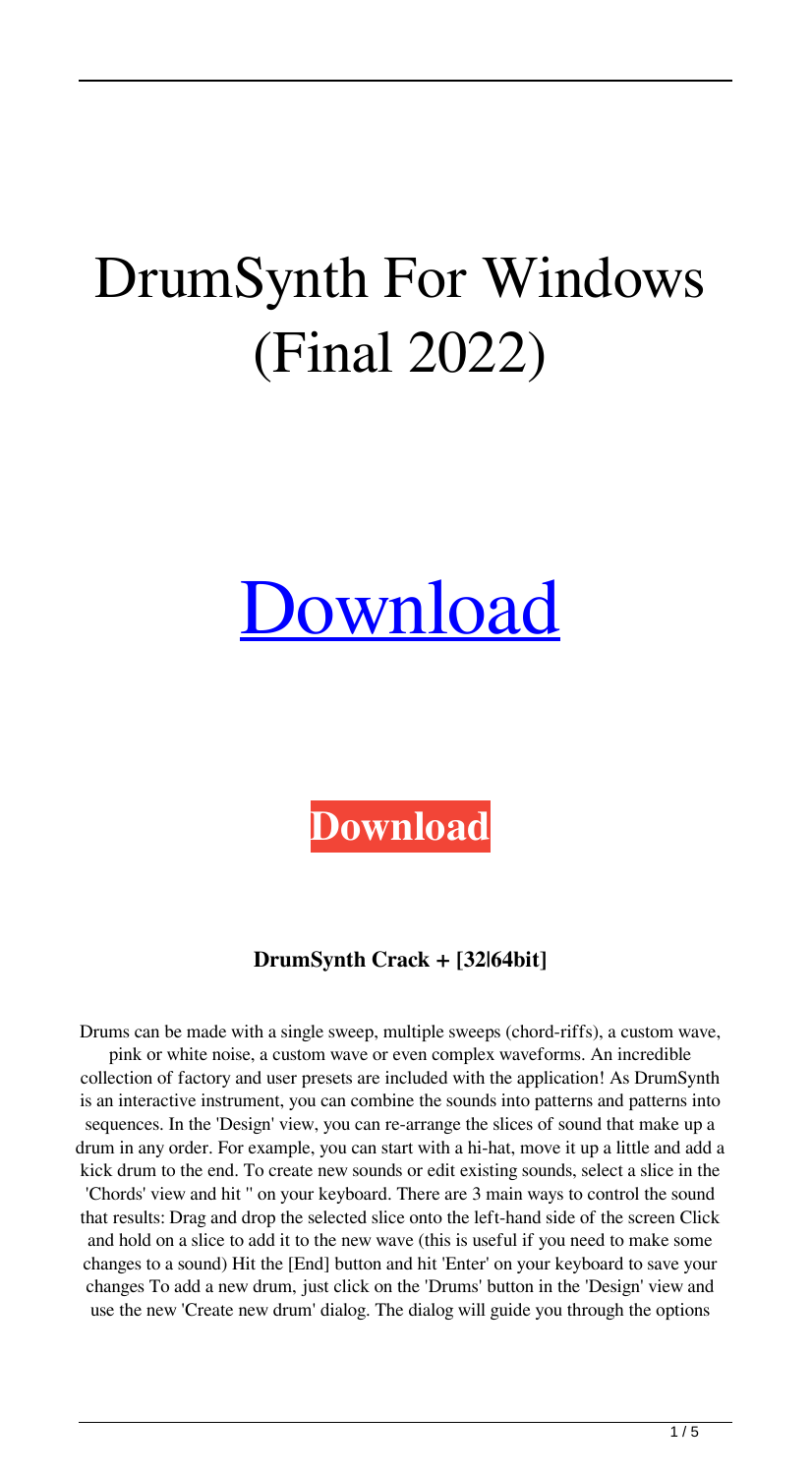# DrumSynth For Windows (Final 2022)

[Download](#)

**[Download](#)**

**DrumSynth Crack + [32|64bit]**

Drums can be made with a single sweep, multiple sweeps (chord-riffs), a custom wave, pink or white noise, a custom wave or even complex waveforms. An incredible collection of factory and user presets are included with the application! As DrumSynth is an interactive instrument, you can combine the sounds into patterns and patterns into sequences. In the 'Design' view, you can re-arrange the slices of sound that make up a drum in any order. For example, you can start with a hi-hat, move it up a little and add a kick drum to the end. To create new sounds or edit existing sounds, select a slice in the 'Chords' view and hit '' on your keyboard. There are 3 main ways to control the sound that results: Drag and drop the selected slice onto the left-hand side of the screen Click and hold on a slice to add it to the new wave (this is useful if you need to make some changes to a sound) Hit the [End] button and hit 'Enter' on your keyboard to save your changes To add a new drum, just click on the 'Drums' button in the 'Design' view and use the new 'Create new drum' dialog. The dialog will guide you through the options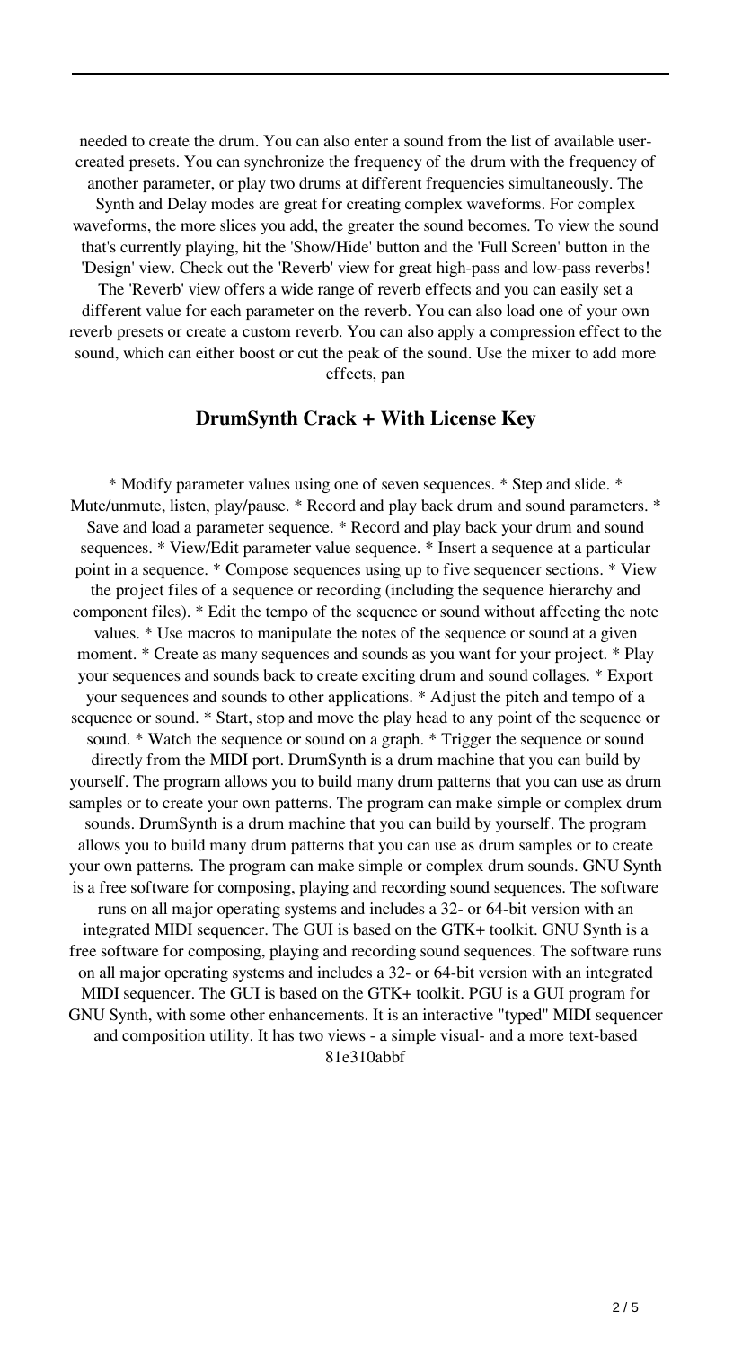needed to create the drum. You can also enter a sound from the list of available user-created presets. You can synchronize the frequency of the drum with the frequency of another parameter, or play two drums at different frequencies simultaneously. The Synth and Delay modes are great for creating complex waveforms. For complex waveforms, the more slices you add, the greater the sound becomes. To view the sound that's currently playing, hit the 'Show/Hide' button and the 'Full Screen' button in the 'Design' view. Check out the 'Reverb' view for great high-pass and low-pass reverbs! The 'Reverb' view offers a wide range of reverb effects and you can easily set a different value for each parameter on the reverb. You can also load one of your own reverb presets or create a custom reverb. You can also apply a compression effect to the sound, which can either boost or cut the peak of the sound. Use the mixer to add more effects, pan

## DrumSynth Crack + With License Key

* Modify parameter values using one of seven sequences. * Step and slide. * Mute/unmute, listen, play/pause. * Record and play back drum and sound parameters. * Save and load a parameter sequence. * Record and play back your drum and sound sequences. * View/Edit parameter value sequence. * Insert a sequence at a particular point in a sequence. * Compose sequences using up to five sequencer sections. * View the project files of a sequence or recording (including the sequence hierarchy and component files). * Edit the tempo of the sequence or sound without affecting the note values. * Use macros to manipulate the notes of the sequence or sound at a given moment. * Create as many sequences and sounds as you want for your project. * Play your sequences and sounds back to create exciting drum and sound collages. * Export your sequences and sounds to other applications. * Adjust the pitch and tempo of a sequence or sound. * Start, stop and move the play head to any point of the sequence or sound. * Watch the sequence or sound on a graph. * Trigger the sequence or sound directly from the MIDI port. DrumSynth is a drum machine that you can build by yourself. The program allows you to build many drum patterns that you can use as drum samples or to create your own patterns. The program can make simple or complex drum sounds. DrumSynth is a drum machine that you can build by yourself. The program allows you to build many drum patterns that you can use as drum samples or to create your own patterns. The program can make simple or complex drum sounds. GNU Synth is a free software for composing, playing and recording sound sequences. The software runs on all major operating systems and includes a 32- or 64-bit version with an integrated MIDI sequencer. The GUI is based on the GTK+ toolkit. GNU Synth is a free software for composing, playing and recording sound sequences. The software runs on all major operating systems and includes a 32- or 64-bit version with an integrated MIDI sequencer. The GUI is based on the GTK+ toolkit. PGU is a GUI program for GNU Synth, with some other enhancements. It is an interactive "typed" MIDI sequencer and composition utility. It has two views - a simple visual- and a more text-based 81e310abbf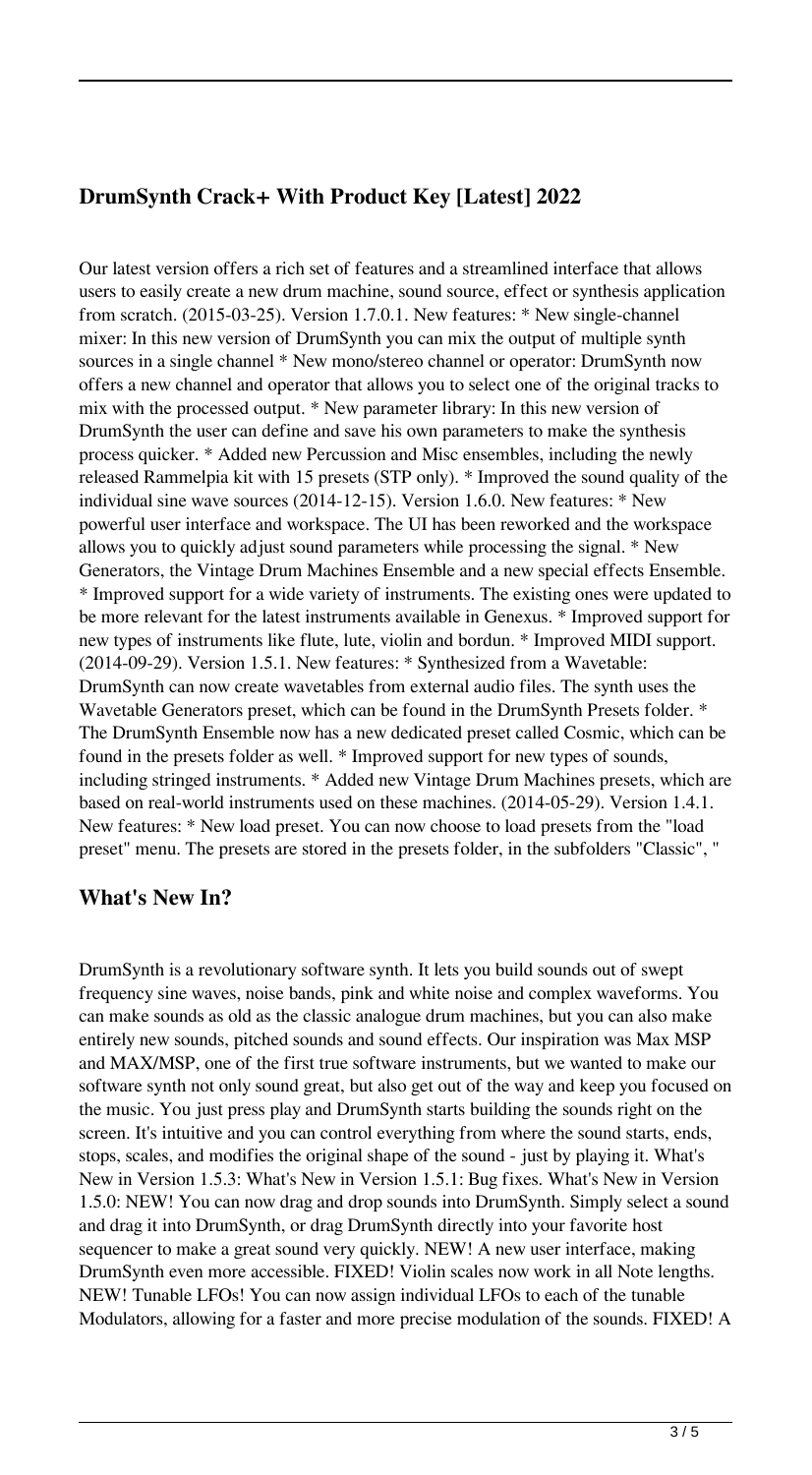## DrumSynth Crack+ With Product Key [Latest] 2022

Our latest version offers a rich set of features and a streamlined interface that allows users to easily create a new drum machine, sound source, effect or synthesis application from scratch. (2015-03-25). Version 1.7.0.1. New features: * New single-channel mixer: In this new version of DrumSynth you can mix the output of multiple synth sources in a single channel * New mono/stereo channel or operator: DrumSynth now offers a new channel and operator that allows you to select one of the original tracks to mix with the processed output. * New parameter library: In this new version of DrumSynth the user can define and save his own parameters to make the synthesis process quicker. * Added new Percussion and Misc ensembles, including the newly released Rammelpia kit with 15 presets (STP only). * Improved the sound quality of the individual sine wave sources (2014-12-15). Version 1.6.0. New features: * New powerful user interface and workspace. The UI has been reworked and the workspace allows you to quickly adjust sound parameters while processing the signal. * New Generators, the Vintage Drum Machines Ensemble and a new special effects Ensemble. * Improved support for a wide variety of instruments. The existing ones were updated to be more relevant for the latest instruments available in Genexus. * Improved support for new types of instruments like flute, lute, violin and bordun. * Improved MIDI support. (2014-09-29). Version 1.5.1. New features: * Synthesized from a Wavetable: DrumSynth can now create wavetables from external audio files. The synth uses the Wavetable Generators preset, which can be found in the DrumSynth Presets folder. * The DrumSynth Ensemble now has a new dedicated preset called Cosmic, which can be found in the presets folder as well. * Improved support for new types of sounds, including stringed instruments. * Added new Vintage Drum Machines presets, which are based on real-world instruments used on these machines. (2014-05-29). Version 1.4.1. New features: * New load preset. You can now choose to load presets from the "load preset" menu. The presets are stored in the presets folder, in the subfolders "Classic", "

## What's New In?

DrumSynth is a revolutionary software synth. It lets you build sounds out of swept frequency sine waves, noise bands, pink and white noise and complex waveforms. You can make sounds as old as the classic analogue drum machines, but you can also make entirely new sounds, pitched sounds and sound effects. Our inspiration was Max MSP and MAX/MSP, one of the first true software instruments, but we wanted to make our software synth not only sound great, but also get out of the way and keep you focused on the music. You just press play and DrumSynth starts building the sounds right on the screen. It's intuitive and you can control everything from where the sound starts, ends, stops, scales, and modifies the original shape of the sound - just by playing it. What's New in Version 1.5.3: What's New in Version 1.5.1: Bug fixes. What's New in Version 1.5.0: NEW! You can now drag and drop sounds into DrumSynth. Simply select a sound and drag it into DrumSynth, or drag DrumSynth directly into your favorite host sequencer to make a great sound very quickly. NEW! A new user interface, making DrumSynth even more accessible. FIXED! Violin scales now work in all Note lengths. NEW! Tunable LFOs! You can now assign individual LFOs to each of the tunable Modulators, allowing for a faster and more precise modulation of the sounds. FIXED! A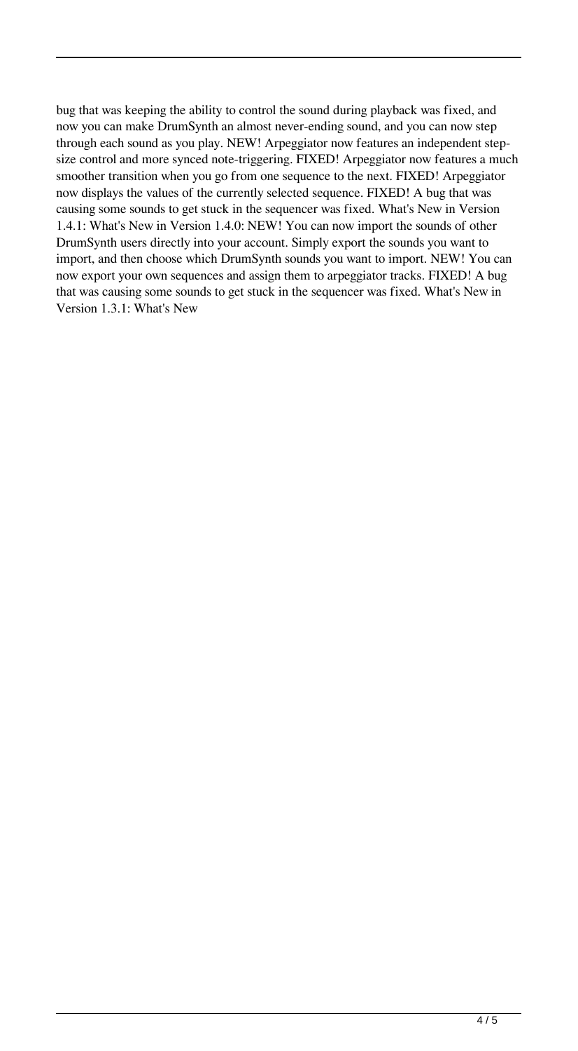bug that was keeping the ability to control the sound during playback was fixed, and now you can make DrumSynth an almost never-ending sound, and you can now step through each sound as you play. NEW! Arpeggiator now features an independent step-size control and more synced note-triggering. FIXED! Arpeggiator now features a much smoother transition when you go from one sequence to the next. FIXED! Arpeggiator now displays the values of the currently selected sequence. FIXED! A bug that was causing some sounds to get stuck in the sequencer was fixed. What's New in Version 1.4.1: What's New in Version 1.4.0: NEW! You can now import the sounds of other DrumSynth users directly into your account. Simply export the sounds you want to import, and then choose which DrumSynth sounds you want to import. NEW! You can now export your own sequences and assign them to arpeggiator tracks. FIXED! A bug that was causing some sounds to get stuck in the sequencer was fixed. What's New in Version 1.3.1: What's New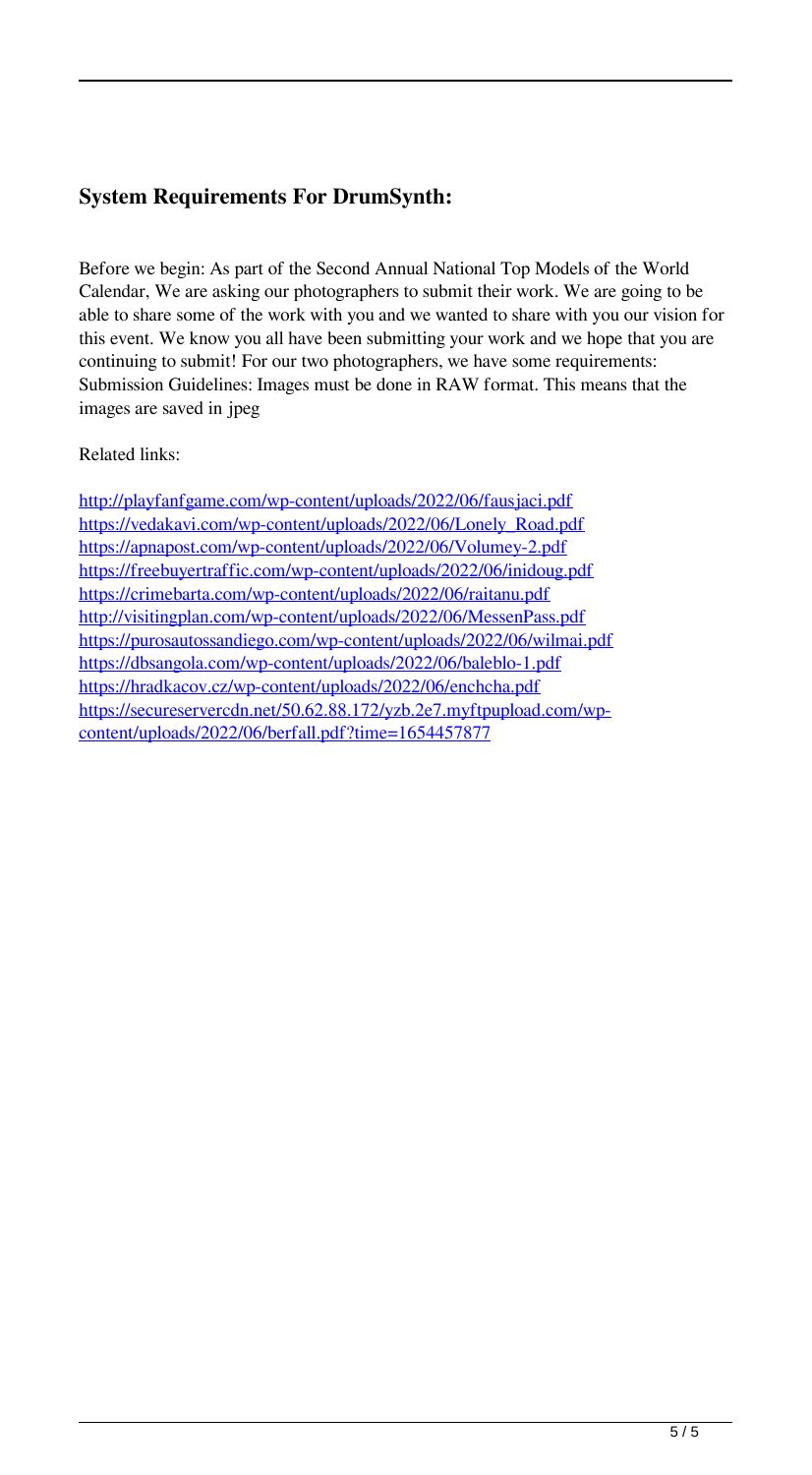## System Requirements For DrumSynth:

Before we begin: As part of the Second Annual National Top Models of the World Calendar, We are asking our photographers to submit their work. We are going to be able to share some of the work with you and we wanted to share with you our vision for this event. We know you all have been submitting your work and we hope that you are continuing to submit! For our two photographers, we have some requirements: Submission Guidelines: Images must be done in RAW format. This means that the images are saved in jpeg

Related links:

http://playfanfgame.com/wp-content/uploads/2022/06/fausjaci.pdf
https://vedakavi.com/wp-content/uploads/2022/06/Lonely_Road.pdf
https://apnapost.com/wp-content/uploads/2022/06/Volumey-2.pdf
https://freebuyertraffic.com/wp-content/uploads/2022/06/inidoug.pdf
https://crimebarta.com/wp-content/uploads/2022/06/raitanu.pdf
http://visitingplan.com/wp-content/uploads/2022/06/MessenPass.pdf
https://purosautossandiego.com/wp-content/uploads/2022/06/wilmai.pdf
https://dbsangola.com/wp-content/uploads/2022/06/baleblo-1.pdf
https://hradkacov.cz/wp-content/uploads/2022/06/enchcha.pdf
https://secureservercdn.net/50.62.88.172/yzb.2e7.myftpupload.com/wp-content/uploads/2022/06/berfall.pdf?time=1654457877